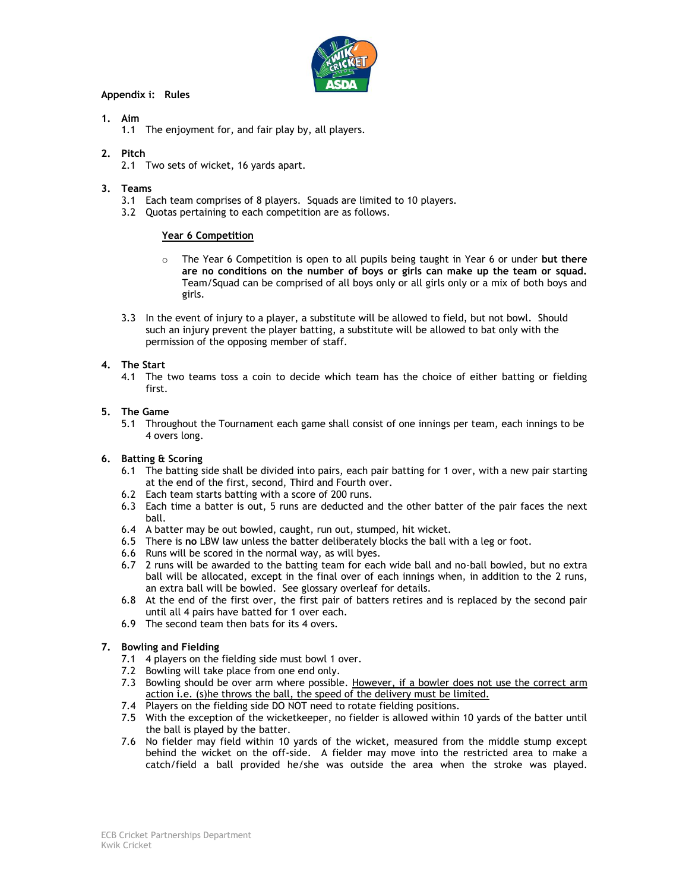## Appendix i: Rules

1. **Aim**
   1.1 The enjoyment for, and fair play by, all players.

2. **Pitch**
   2.1 Two sets of wicket, 16 yards apart.

3. **Teams**
   3.1 Each team comprises of 8 players. Squads are limited to 10 players.
   3.2 Quotas pertaining to each competition are as follows.

   <u>**Year 6 Competition**</u>

   - The Year 6 Competition is open to all pupils being taught in Year 6 or under **but there are no conditions on the number of boys or girls can make up the team or squad.** Team/Squad can be comprised of all boys only or all girls only or a mix of both boys and girls.

   3.3 In the event of injury to a player, a substitute will be allowed to field, but not bowl. Should such an injury prevent the player batting, a substitute will be allowed to bat only with the permission of the opposing member of staff.

4. **The Start**
   4.1 The two teams toss a coin to decide which team has the choice of either batting or fielding first.

5. **The Game**
   5.1 Throughout the Tournament each game shall consist of one innings per team, each innings to be 4 overs long.

6. **Batting & Scoring**
   6.1 The batting side shall be divided into pairs, each pair batting for 1 over, with a new pair starting at the end of the first, second, Third and Fourth over.
   6.2 Each team starts batting with a score of 200 runs.
   6.3 Each time a batter is out, 5 runs are deducted and the other batter of the pair faces the next ball.
   6.4 A batter may be out bowled, caught, run out, stumped, hit wicket.
   6.5 There is **no** LBW law unless the batter deliberately blocks the ball with a leg or foot.
   6.6 Runs will be scored in the normal way, as will byes.
   6.7 2 runs will be awarded to the batting team for each wide ball and no-ball bowled, but no extra ball will be allocated, except in the final over of each innings when, in addition to the 2 runs, an extra ball will be bowled. See glossary overleaf for details.
   6.8 At the end of the first over, the first pair of batters retires and is replaced by the second pair until all 4 pairs have batted for 1 over each.
   6.9 The second team then bats for its 4 overs.

7. **Bowling and Fielding**
   7.1 4 players on the fielding side must bowl 1 over.
   7.2 Bowling will take place from one end only.
   7.3 Bowling should be over arm where possible. <u>However, if a bowler does not use the correct arm action i.e. (s)he throws the ball, the speed of the delivery must be limited.</u>
   7.4 Players on the fielding side DO NOT need to rotate fielding positions.
   7.5 With the exception of the wicketkeeper, no fielder is allowed within 10 yards of the batter until the ball is played by the batter.
   7.6 No fielder may field within 10 yards of the wicket, measured from the middle stump except behind the wicket on the off-side. A fielder may move into the restricted area to make a catch/field a ball provided he/she was outside the area when the stroke was played.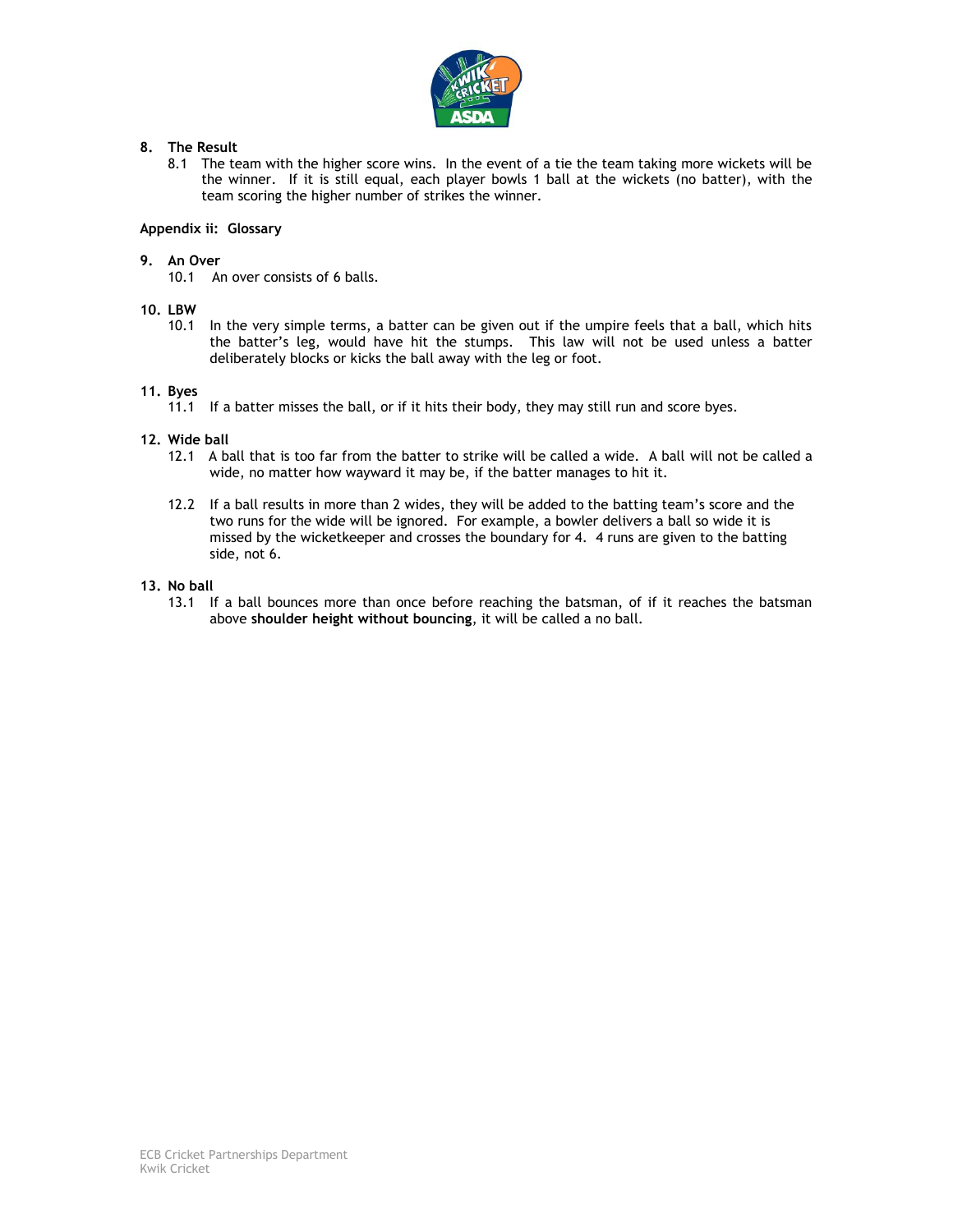**8. The Result**

8.1 The team with the higher score wins. In the event of a tie the team taking more wickets will be the winner. If it is still equal, each player bowls 1 ball at the wickets (no batter), with the team scoring the higher number of strikes the winner.

**Appendix ii: Glossary**

**9. An Over**

10.1 An over consists of 6 balls.

**10. LBW**

10.1 In the very simple terms, a batter can be given out if the umpire feels that a ball, which hits the batter's leg, would have hit the stumps. This law will not be used unless a batter deliberately blocks or kicks the ball away with the leg or foot.

**11. Byes**

11.1 If a batter misses the ball, or if it hits their body, they may still run and score byes.

**12. Wide ball**

12.1 A ball that is too far from the batter to strike will be called a wide. A ball will not be called a wide, no matter how wayward it may be, if the batter manages to hit it.

12.2 If a ball results in more than 2 wides, they will be added to the batting team's score and the two runs for the wide will be ignored. For example, a bowler delivers a ball so wide it is missed by the wicketkeeper and crosses the boundary for 4. 4 runs are given to the batting side, not 6.

**13. No ball**

13.1 If a ball bounces more than once before reaching the batsman, of if it reaches the batsman above **shoulder height without bouncing**, it will be called a no ball.